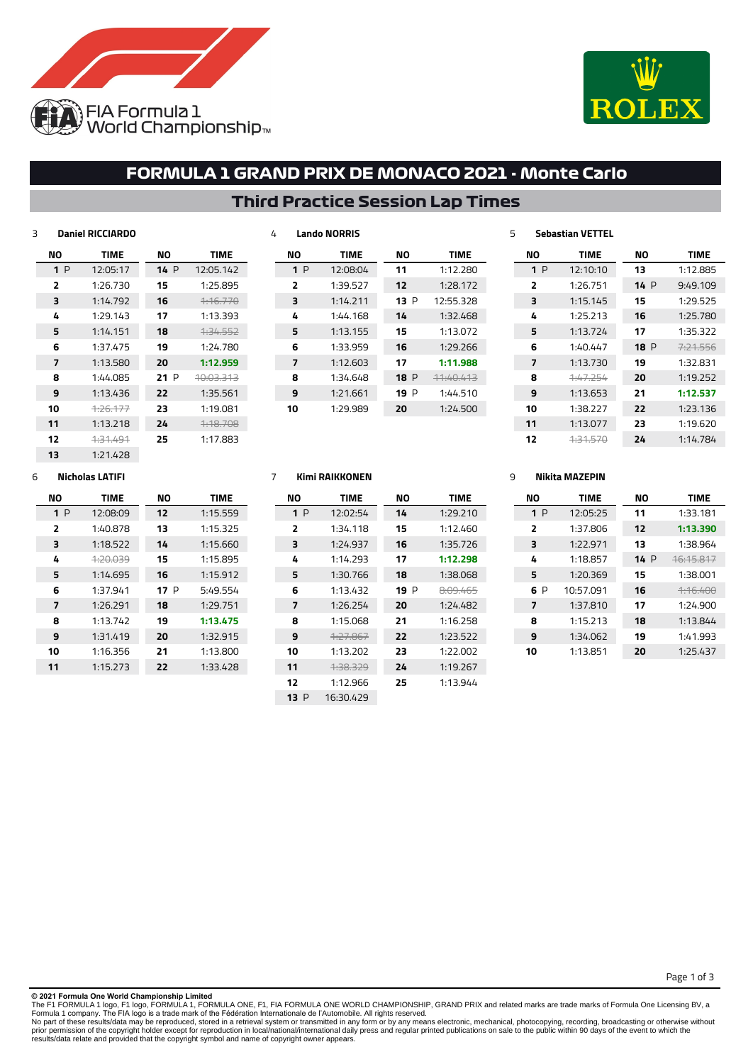# FORMULA 1 GRAND PRIX DE MONACO 2021 - Monte Carlo

## Third Practice Session Lap Times

### 3 Daniel RICCIARDO

| NO | TIME | NO | TIME |
|---|---|---|---|
| 1 P | 12:05:17 | 14 P | 12:05.142 |
| 2 | 1:26.730 | 15 | 1:25.895 |
| 3 | 1:14.792 | 16 | ~~1:16.770~~ |
| 4 | 1:29.143 | 17 | 1:13.393 |
| 5 | 1:14.151 | 18 | ~~1:34.552~~ |
| 6 | 1:37.475 | 19 | 1:24.780 |
| 7 | 1:13.580 | 20 | **1:12.959** |
| 8 | 1:44.085 | 21 P | ~~10:03.313~~ |
| 9 | 1:13.436 | 22 | 1:35.561 |
| 10 | ~~1:26.177~~ | 23 | 1:19.081 |
| 11 | 1:13.218 | 24 | ~~1:18.708~~ |
| 12 | ~~1:31.491~~ | 25 | 1:17.883 |
| 13 | 1:21.428 | | |

### 4 Lando NORRIS

| NO | TIME | NO | TIME |
|---|---|---|---|
| 1 P | 12:08:04 | 11 | 1:12.280 |
| 2 | 1:39.527 | 12 | 1:28.172 |
| 3 | 1:14.211 | 13 P | 12:55.328 |
| 4 | 1:44.168 | 14 | 1:32.468 |
| 5 | 1:13.155 | 15 | 1:13.072 |
| 6 | 1:33.959 | 16 | 1:29.266 |
| 7 | 1:12.603 | 17 | **1:11.988** |
| 8 | 1:34.648 | 18 P | ~~11:40.413~~ |
| 9 | 1:21.661 | 19 P | 1:44.510 |
| 10 | 1:29.989 | 20 | 1:24.500 |

### 5 Sebastian VETTEL

| NO | TIME | NO | TIME |
|---|---|---|---|
| 1 P | 12:10:10 | 13 | 1:12.885 |
| 2 | 1:26.751 | 14 P | 9:49.109 |
| 3 | 1:15.145 | 15 | 1:29.525 |
| 4 | 1:25.213 | 16 | 1:25.780 |
| 5 | 1:13.724 | 17 | 1:35.322 |
| 6 | 1:40.447 | 18 P | ~~7:21.556~~ |
| 7 | 1:13.730 | 19 | 1:32.831 |
| 8 | ~~1:47.254~~ | 20 | 1:19.252 |
| 9 | 1:13.653 | 21 | **1:12.537** |
| 10 | 1:38.227 | 22 | 1:23.136 |
| 11 | 1:13.077 | 23 | 1:19.620 |
| 12 | ~~1:31.570~~ | 24 | 1:14.784 |

### 6 Nicholas LATIFI

| NO | TIME | NO | TIME |
|---|---|---|---|
| 1 P | 12:08:09 | 12 | 1:15.559 |
| 2 | 1:40.878 | 13 | 1:15.325 |
| 3 | 1:18.522 | 14 | 1:15.660 |
| 4 | ~~1:20.039~~ | 15 | 1:15.895 |
| 5 | 1:14.695 | 16 | 1:15.912 |
| 6 | 1:37.941 | 17 P | 5:49.554 |
| 7 | 1:26.291 | 18 | 1:29.751 |
| 8 | 1:13.742 | 19 | **1:13.475** |
| 9 | 1:31.419 | 20 | 1:32.915 |
| 10 | 1:16.356 | 21 | 1:13.800 |
| 11 | 1:15.273 | 22 | 1:33.428 |

### 7 Kimi RAIKKONEN

| NO | TIME | NO | TIME |
|---|---|---|---|
| 1 P | 12:02:54 | 14 | 1:29.210 |
| 2 | 1:34.118 | 15 | 1:12.460 |
| 3 | 1:24.937 | 16 | 1:35.726 |
| 4 | 1:14.293 | 17 | **1:12.298** |
| 5 | 1:30.766 | 18 | 1:38.068 |
| 6 | 1:13.432 | 19 P | ~~8:09.465~~ |
| 7 | 1:26.254 | 20 | 1:24.482 |
| 8 | 1:15.068 | 21 | 1:16.258 |
| 9 | ~~1:27.867~~ | 22 | 1:23.522 |
| 10 | 1:13.202 | 23 | 1:22.002 |
| 11 | ~~1:38.329~~ | 24 | 1:19.267 |
| 12 | 1:12.966 | 25 | 1:13.944 |
| 13 P | 16:30.429 | | |

### 9 Nikita MAZEPIN

| NO | TIME | NO | TIME |
|---|---|---|---|
| 1 P | 12:05:25 | 11 | 1:33.181 |
| 2 | 1:37.806 | 12 | **1:13.390** |
| 3 | 1:22.971 | 13 | 1:38.964 |
| 4 | 1:18.857 | 14 P | ~~16:15.817~~ |
| 5 | 1:20.369 | 15 | 1:38.001 |
| 6 P | 10:57.091 | 16 | ~~1:16.400~~ |
| 7 | 1:37.810 | 17 | 1:24.900 |
| 8 | 1:15.213 | 18 | 1:13.844 |
| 9 | 1:34.062 | 19 | 1:41.993 |
| 10 | 1:13.851 | 20 | 1:25.437 |

**© 2021 Formula One World Championship Limited**
The F1 FORMULA 1 logo, F1 logo, FORMULA 1, FORMULA ONE, F1, FIA FORMULA ONE WORLD CHAMPIONSHIP, GRAND PRIX and related marks are trade marks of Formula One Licensing BV, a Formula 1 company. The FIA logo is a trade mark of the Fédération Internationale de l'Automobile. All rights reserved.
No part of these results/data may be reproduced, stored in a retrieval system or transmitted in any form or by any means electronic, mechanical, photocopying, recording, broadcasting or otherwise without prior permission of the copyright holder except for reproduction in local/national/international daily press and regular printed publications on sale to the public within 90 days of the event to which the results/data relate and provided that the copyright symbol and name of copyright owner appears.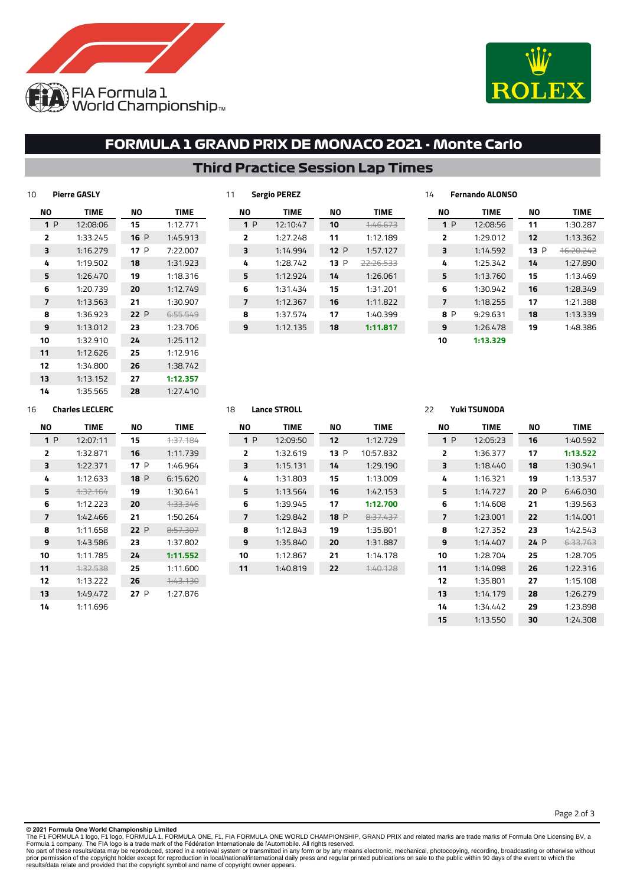# FORMULA 1 GRAND PRIX DE MONACO 2021 - Monte Carlo

## Third Practice Session Lap Times

### 10 Pierre GASLY

| NO | TIME | NO | TIME |
|---|---|---|---|
| 1 P | 12:08:06 | 15 | 1:12.771 |
| 2 | 1:33.245 | 16 P | 1:45.913 |
| 3 | 1:16.279 | 17 P | 7:22.007 |
| 4 | 1:19.502 | 18 | 1:31.923 |
| 5 | 1:26.470 | 19 | 1:18.316 |
| 6 | 1:20.739 | 20 | 1:12.749 |
| 7 | 1:13.563 | 21 | 1:30.907 |
| 8 | 1:36.923 | 22 P | ~~6:55.549~~ |
| 9 | 1:13.012 | 23 | 1:23.706 |
| 10 | 1:32.910 | 24 | 1:25.112 |
| 11 | 1:12.626 | 25 | 1:12.916 |
| 12 | 1:34.800 | 26 | 1:38.742 |
| 13 | 1:13.152 | 27 | **1:12.357** |
| 14 | 1:35.565 | 28 | 1:27.410 |

### 11 Sergio PEREZ

| NO | TIME | NO | TIME |
|---|---|---|---|
| 1 P | 12:10:47 | 10 | ~~1:46.673~~ |
| 2 | 1:27.248 | 11 | 1:12.189 |
| 3 | 1:14.994 | 12 P | 1:57.127 |
| 4 | 1:28.742 | 13 P | ~~22:26.533~~ |
| 5 | 1:12.924 | 14 | 1:26.061 |
| 6 | 1:31.434 | 15 | 1:31.201 |
| 7 | 1:12.367 | 16 | 1:11.822 |
| 8 | 1:37.574 | 17 | 1:40.399 |
| 9 | 1:12.135 | 18 | **1:11.817** |

### 14 Fernando ALONSO

| NO | TIME | NO | TIME |
|---|---|---|---|
| 1 P | 12:08:56 | 11 | 1:30.287 |
| 2 | 1:29.012 | 12 | 1:13.362 |
| 3 | 1:14.592 | 13 P | ~~16:20.242~~ |
| 4 | 1:25.342 | 14 | 1:27.890 |
| 5 | 1:13.760 | 15 | 1:13.469 |
| 6 | 1:30.942 | 16 | 1:28.349 |
| 7 | 1:18.255 | 17 | 1:21.388 |
| 8 P | 9:29.631 | 18 | 1:13.339 |
| 9 | 1:26.478 | 19 | 1:48.386 |
| 10 | **1:13.329** | | |

### 16 Charles LECLERC

| NO | TIME | NO | TIME |
|---|---|---|---|
| 1 P | 12:07:11 | 15 | ~~1:37.184~~ |
| 2 | 1:32.871 | 16 | 1:11.739 |
| 3 | 1:22.371 | 17 P | 1:46.964 |
| 4 | 1:12.633 | 18 P | 6:15.620 |
| 5 | ~~1:32.164~~ | 19 | 1:30.641 |
| 6 | 1:12.223 | 20 | ~~1:33.346~~ |
| 7 | 1:42.466 | 21 | 1:50.264 |
| 8 | 1:11.658 | 22 P | ~~8:57.307~~ |
| 9 | 1:43.586 | 23 | 1:37.802 |
| 10 | 1:11.785 | 24 | **1:11.552** |
| 11 | ~~1:32.538~~ | 25 | 1:11.600 |
| 12 | 1:13.222 | 26 | ~~1:43.130~~ |
| 13 | 1:49.472 | 27 P | 1:27.876 |
| 14 | 1:11.696 | | |

### 18 Lance STROLL

| NO | TIME | NO | TIME |
|---|---|---|---|
| 1 P | 12:09:50 | 12 | 1:12.729 |
| 2 | 1:32.619 | 13 P | 10:57.832 |
| 3 | 1:15.131 | 14 | 1:29.190 |
| 4 | 1:31.803 | 15 | 1:13.009 |
| 5 | 1:13.564 | 16 | 1:42.153 |
| 6 | 1:39.945 | 17 | **1:12.700** |
| 7 | 1:29.842 | 18 P | ~~8:37.437~~ |
| 8 | 1:12.843 | 19 | 1:35.801 |
| 9 | 1:35.840 | 20 | 1:31.887 |
| 10 | 1:12.867 | 21 | 1:14.178 |
| 11 | 1:40.819 | 22 | ~~1:40.128~~ |

### 22 Yuki TSUNODA

| NO | TIME | NO | TIME |
|---|---|---|---|
| 1 P | 12:05:23 | 16 | 1:40.592 |
| 2 | 1:36.377 | 17 | **1:13.522** |
| 3 | 1:18.440 | 18 | 1:30.941 |
| 4 | 1:16.321 | 19 | 1:13.537 |
| 5 | 1:14.727 | 20 P | 6:46.030 |
| 6 | 1:14.608 | 21 | 1:39.563 |
| 7 | 1:23.001 | 22 | 1:14.001 |
| 8 | 1:27.352 | 23 | 1:42.543 |
| 9 | 1:14.407 | 24 P | ~~6:33.763~~ |
| 10 | 1:28.704 | 25 | 1:28.705 |
| 11 | 1:14.098 | 26 | 1:22.316 |
| 12 | 1:35.801 | 27 | 1:15.108 |
| 13 | 1:14.179 | 28 | 1:26.279 |
| 14 | 1:34.442 | 29 | 1:23.898 |
| 15 | 1:13.550 | 30 | 1:24.308 |

**© 2021 Formula One World Championship Limited**
The F1 FORMULA 1 logo, F1 logo, FORMULA 1, FORMULA ONE, F1, FIA FORMULA ONE WORLD CHAMPIONSHIP, GRAND PRIX and related marks are trade marks of Formula One Licensing BV, a Formula 1 company. The FIA logo is a trade mark of the Fédération Internationale de l'Automobile. All rights reserved.
No part of these results/data may be reproduced, stored in a retrieval system or transmitted in any form or by any means electronic, mechanical, photocopying, recording, broadcasting or otherwise without prior permission of the copyright holder except for reproduction in local/national/international daily press and regular printed publications on sale to the public within 90 days of the event to which the results/data relate and provided that the copyright symbol and name of copyright owner appears.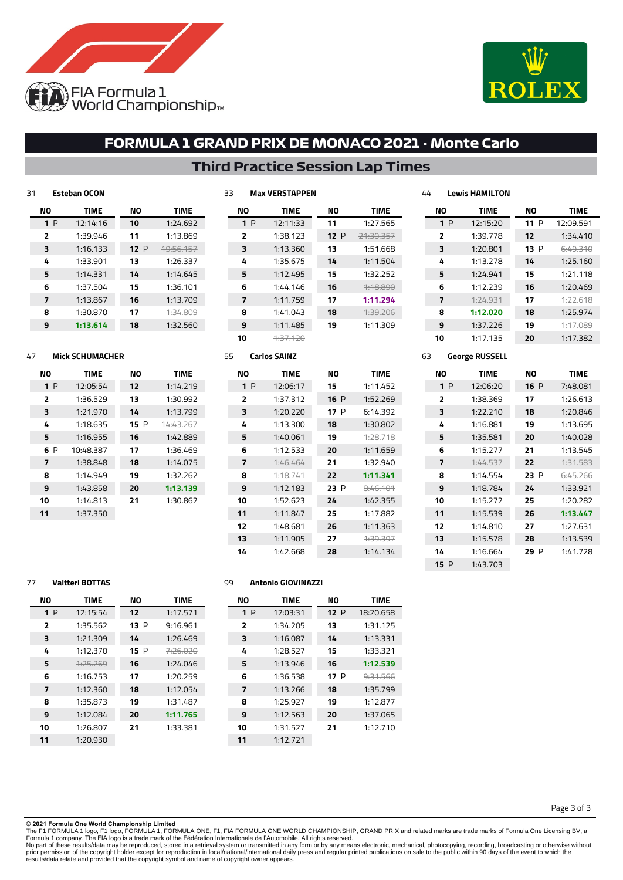# FORMULA 1 GRAND PRIX DE MONACO 2021 - Monte Carlo

## Third Practice Session Lap Times

### 31 Esteban OCON

| NO | TIME | NO | TIME |
|---|---|---|---|
| 1 P | 12:14:16 | 10 | 1:24.692 |
| 2 | 1:39.946 | 11 | 1:13.869 |
| 3 | 1:16.133 | 12 P | ~~19:56.157~~ |
| 4 | 1:33.901 | 13 | 1:26.337 |
| 5 | 1:14.331 | 14 | 1:14.645 |
| 6 | 1:37.504 | 15 | 1:36.101 |
| 7 | 1:13.867 | 16 | 1:13.709 |
| 8 | 1:30.870 | 17 | ~~1:34.809~~ |
| 9 | **1:13.614** | 18 | 1:32.560 |

### 33 Max VERSTAPPEN

| NO | TIME | NO | TIME |
|---|---|---|---|
| 1 P | 12:11:33 | 11 | 1:27.565 |
| 2 | 1:38.123 | 12 P | ~~21:30.357~~ |
| 3 | 1:13.360 | 13 | 1:51.668 |
| 4 | 1:35.675 | 14 | 1:11.504 |
| 5 | 1:12.495 | 15 | 1:32.252 |
| 6 | 1:44.146 | 16 | ~~1:18.890~~ |
| 7 | 1:11.759 | 17 | **1:11.294** |
| 8 | 1:41.043 | 18 | ~~1:39.206~~ |
| 9 | 1:11.485 | 19 | 1:11.309 |
| 10 | ~~1:37.120~~ | | |

### 44 Lewis HAMILTON

| NO | TIME | NO | TIME |
|---|---|---|---|
| 1 P | 12:15:20 | 11 P | 12:09.591 |
| 2 | 1:39.778 | 12 | 1:34.410 |
| 3 | 1:20.801 | 13 P | ~~6:49.310~~ |
| 4 | 1:13.278 | 14 | 1:25.160 |
| 5 | 1:24.941 | 15 | 1:21.118 |
| 6 | 1:12.239 | 16 | 1:20.469 |
| 7 | ~~1:24.931~~ | 17 | ~~1:22.618~~ |
| 8 | **1:12.020** | 18 | 1:25.974 |
| 9 | 1:37.226 | 19 | ~~1:17.089~~ |
| 10 | 1:17.135 | 20 | 1:17.382 |

### 47 Mick SCHUMACHER

| NO | TIME | NO | TIME |
|---|---|---|---|
| 1 P | 12:05:54 | 12 | 1:14.219 |
| 2 | 1:36.529 | 13 | 1:30.992 |
| 3 | 1:21.970 | 14 | 1:13.799 |
| 4 | 1:18.635 | 15 P | ~~14:43.267~~ |
| 5 | 1:16.955 | 16 | 1:42.889 |
| 6 P | 10:48.387 | 17 | 1:36.469 |
| 7 | 1:38.848 | 18 | 1:14.075 |
| 8 | 1:14.949 | 19 | 1:32.262 |
| 9 | 1:43.858 | 20 | **1:13.139** |
| 10 | 1:14.813 | 21 | 1:30.862 |
| 11 | 1:37.350 | | |

### 55 Carlos SAINZ

| NO | TIME | NO | TIME |
|---|---|---|---|
| 1 P | 12:06:17 | 15 | 1:11.452 |
| 2 | 1:37.312 | 16 P | 1:52.269 |
| 3 | 1:20.220 | 17 P | 6:14.392 |
| 4 | 1:13.300 | 18 | 1:30.802 |
| 5 | 1:40.061 | 19 | ~~1:28.718~~ |
| 6 | 1:12.533 | 20 | 1:11.659 |
| 7 | ~~1:46.464~~ | 21 | 1:32.940 |
| 8 | ~~1:18.741~~ | 22 | **1:11.341** |
| 9 | 1:12.183 | 23 P | ~~8:46.101~~ |
| 10 | 1:52.623 | 24 | 1:42.355 |
| 11 | 1:11.847 | 25 | 1:17.882 |
| 12 | 1:48.681 | 26 | 1:11.363 |
| 13 | 1:11.905 | 27 | ~~1:39.397~~ |
| 14 | 1:42.668 | 28 | 1:14.134 |

### 63 George RUSSELL

| NO | TIME | NO | TIME |
|---|---|---|---|
| 1 P | 12:06:20 | 16 P | 7:48.081 |
| 2 | 1:38.369 | 17 | 1:26.613 |
| 3 | 1:22.210 | 18 | 1:20.846 |
| 4 | 1:16.881 | 19 | 1:13.695 |
| 5 | 1:35.581 | 20 | 1:40.028 |
| 6 | 1:15.277 | 21 | 1:13.545 |
| 7 | ~~1:44.537~~ | 22 | ~~1:31.583~~ |
| 8 | 1:14.554 | 23 P | ~~6:45.266~~ |
| 9 | 1:18.784 | 24 | 1:33.921 |
| 10 | 1:15.272 | 25 | 1:20.282 |
| 11 | 1:15.539 | 26 | **1:13.447** |
| 12 | 1:14.810 | 27 | 1:27.631 |
| 13 | 1:15.578 | 28 | 1:13.539 |
| 14 | 1:16.664 | 29 P | 1:41.728 |
| 15 P | 1:43.703 | | |

### 77 Valtteri BOTTAS

| NO | TIME | NO | TIME |
|---|---|---|---|
| 1 P | 12:15:54 | 12 | 1:17.571 |
| 2 | 1:35.562 | 13 P | 9:16.961 |
| 3 | 1:21.309 | 14 | 1:26.469 |
| 4 | 1:12.370 | 15 P | ~~7:26.020~~ |
| 5 | ~~1:25.269~~ | 16 | 1:24.046 |
| 6 | 1:16.753 | 17 | 1:20.259 |
| 7 | 1:12.360 | 18 | 1:12.054 |
| 8 | 1:35.873 | 19 | 1:31.487 |
| 9 | 1:12.084 | 20 | **1:11.765** |
| 10 | 1:26.807 | 21 | 1:33.381 |
| 11 | 1:20.930 | | |

### 99 Antonio GIOVINAZZI

| NO | TIME | NO | TIME |
|---|---|---|---|
| 1 P | 12:03:31 | 12 P | 18:20.658 |
| 2 | 1:34.205 | 13 | 1:31.125 |
| 3 | 1:16.087 | 14 | 1:13.331 |
| 4 | 1:28.527 | 15 | 1:33.321 |
| 5 | 1:13.946 | 16 | **1:12.539** |
| 6 | 1:36.538 | 17 P | ~~9:31.566~~ |
| 7 | 1:13.266 | 18 | 1:35.799 |
| 8 | 1:25.927 | 19 | 1:12.877 |
| 9 | 1:12.563 | 20 | 1:37.065 |
| 10 | 1:31.527 | 21 | 1:12.710 |
| 11 | 1:12.721 | | |

**© 2021 Formula One World Championship Limited**
The F1 FORMULA 1 logo, F1 logo, FORMULA 1, FORMULA ONE, F1, FIA FORMULA ONE WORLD CHAMPIONSHIP, GRAND PRIX and related marks are trade marks of Formula One Licensing BV, a Formula 1 company. The FIA logo is a trade mark of the Fédération Internationale de l'Automobile. All rights reserved.
No part of these results/data may be reproduced, stored in a retrieval system or transmitted in any form or by any means electronic, mechanical, photocopying, recording, broadcasting or otherwise without prior permission of the copyright holder except for reproduction in local/national/international daily press and regular printed publications on sale to the public within 90 days of the event to which the results/data relate and provided that the copyright symbol and name of copyright owner appears.